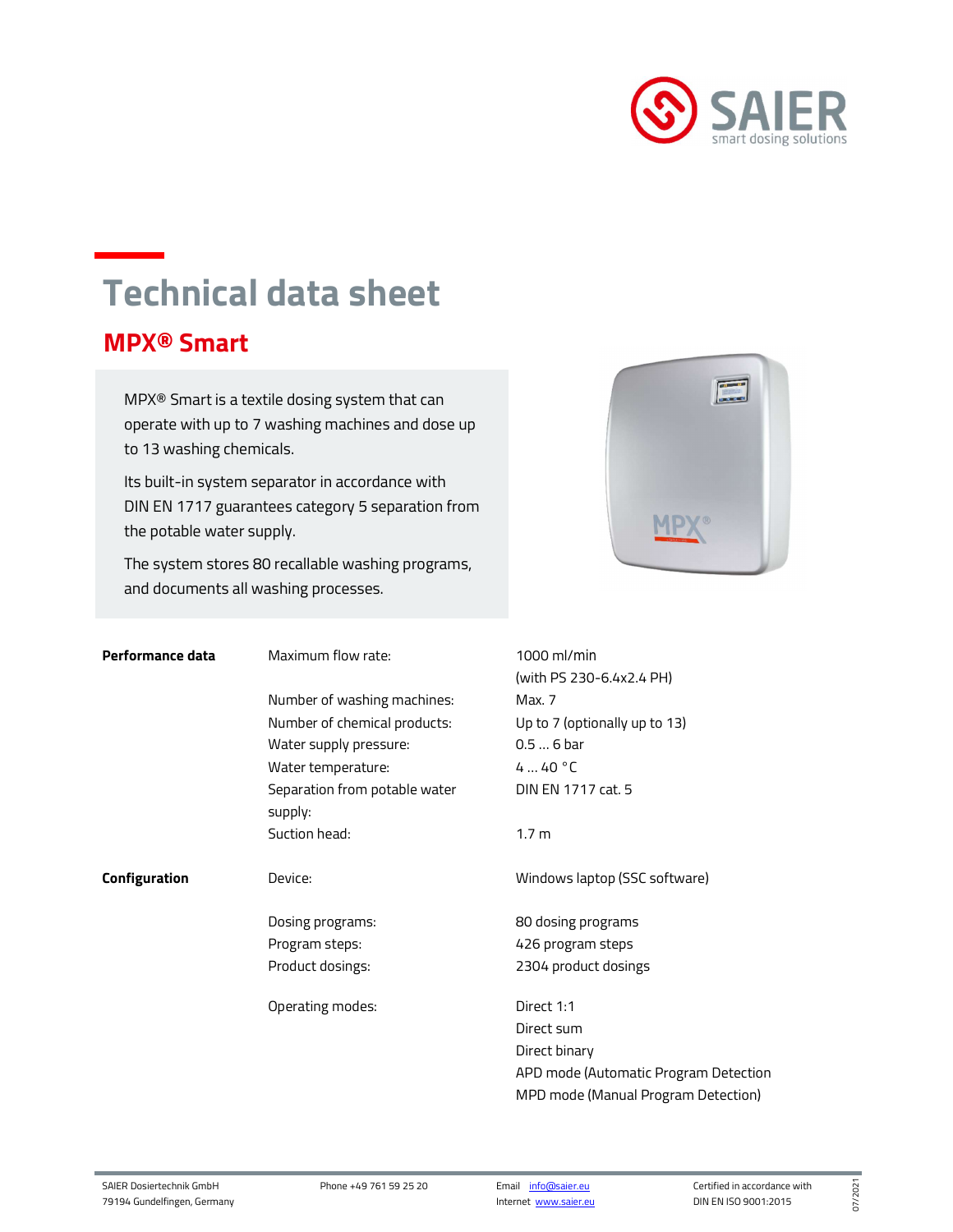# Technical data sheet

## MPX® Smart

MPX® Smart is a textile dosing system that can operate with up to 7 washing machines and dose up to 13 washing chemicals.

Its built-in system separator in accordance with DIN EN 1717 guarantees category 5 separation from the potable water supply.

The system stores 80 recallable washing programs, and documents all washing processes.

| | | |
|---|---|---|
| **Performance data** | Maximum flow rate: | 1000 ml/min (with PS 230-6.4x2.4 PH) |
| | Number of washing machines: | Max. 7 |
| | Number of chemical products: | Up to 7 (optionally up to 13) |
| | Water supply pressure: | 0.5 ... 6 bar |
| | Water temperature: | 4 ... 40 °C |
| | Separation from potable water supply: | DIN EN 1717 cat. 5 |
| | Suction head: | 1.7 m |
| **Configuration** | Device: | Windows laptop (SSC software) |
| | Dosing programs: | 80 dosing programs |
| | Program steps: | 426 program steps |
| | Product dosings: | 2304 product dosings |
| | Operating modes: | Direct 1:1<br>Direct sum<br>Direct binary<br>APD mode (Automatic Program Detection<br>MPD mode (Manual Program Detection) |

SAIER Dosiertechnik GmbH
79194 Gundelfingen, Germany

Phone +49 761 59 25 20

Email info@saier.eu
Internet www.saier.eu

Certified in accordance with DIN EN ISO 9001:2015

07/2021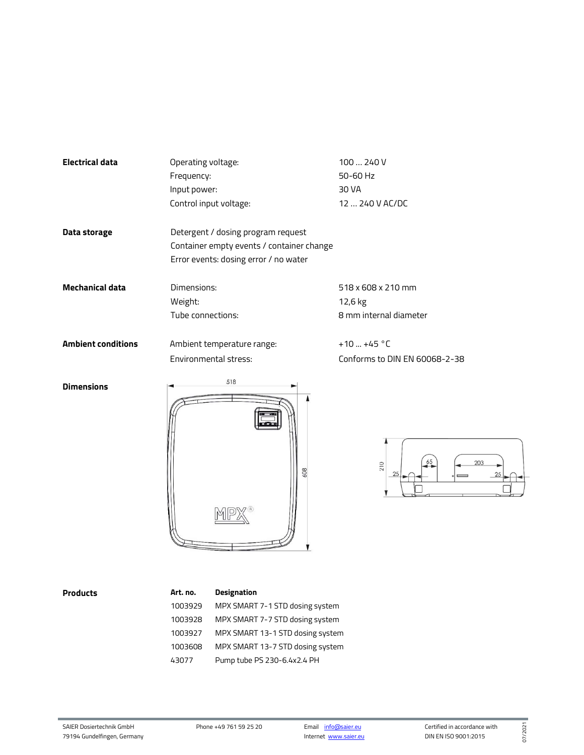**Electrical data**

| | | |
|---|---|---|
| **Electrical data** | Operating voltage: | 100 ... 240 V |
| | Frequency: | 50-60 Hz |
| | Input power: | 30 VA |
| | Control input voltage: | 12 ... 240 V AC/DC |
| **Data storage** | Detergent / dosing program request | |
| | Container empty events / container change | |
| | Error events: dosing error / no water | |
| **Mechanical data** | Dimensions: | 518 x 608 x 210 mm |
| | Weight: | 12,6 kg |
| | Tube connections: | 8 mm internal diameter |
| **Ambient conditions** | Ambient temperature range: | +10 ... +45 °C |
| | Environmental stress: | Conforms to DIN EN 60068-2-38 |

**Dimensions**

518

608

MPX®

210

25

65

203

25

**Products**

| Art. no. | Designation |
|---|---|
| 1003929 | MPX SMART 7-1 STD dosing system |
| 1003928 | MPX SMART 7-7 STD dosing system |
| 1003927 | MPX SMART 13-1 STD dosing system |
| 1003608 | MPX SMART 13-7 STD dosing system |
| 43077 | Pump tube PS 230-6.4x2.4 PH |

SAIER Dosiertechnik GmbH
79194 Gundelfingen, Germany

Phone +49 761 59 25 20

Email info@saier.eu
Internet www.saier.eu

Certified in accordance with
DIN EN ISO 9001:2015

07/2021